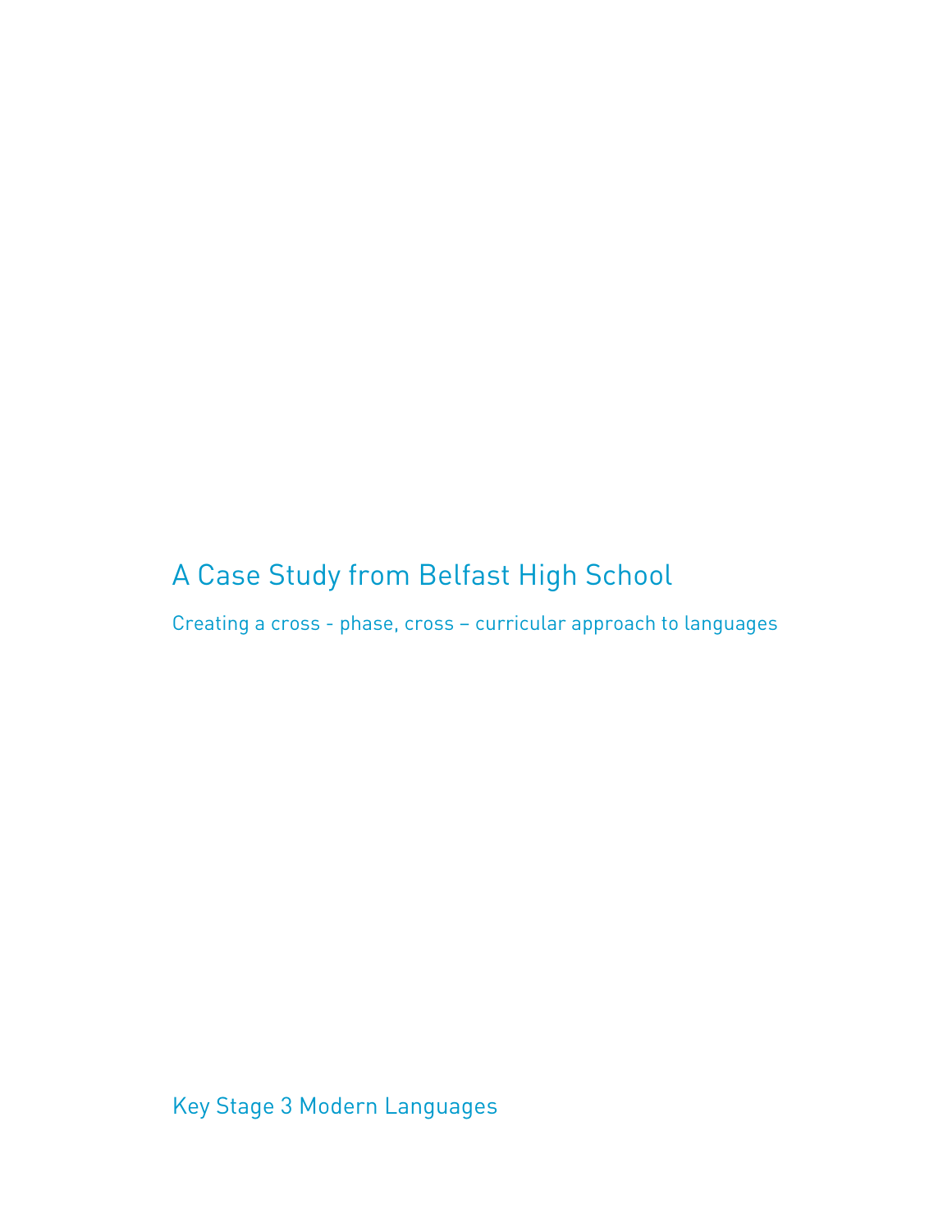# A Case Study from Belfast High School

## Creating a cross - phase, cross – curricular approach to languages

Key Stage 3 Modern Languages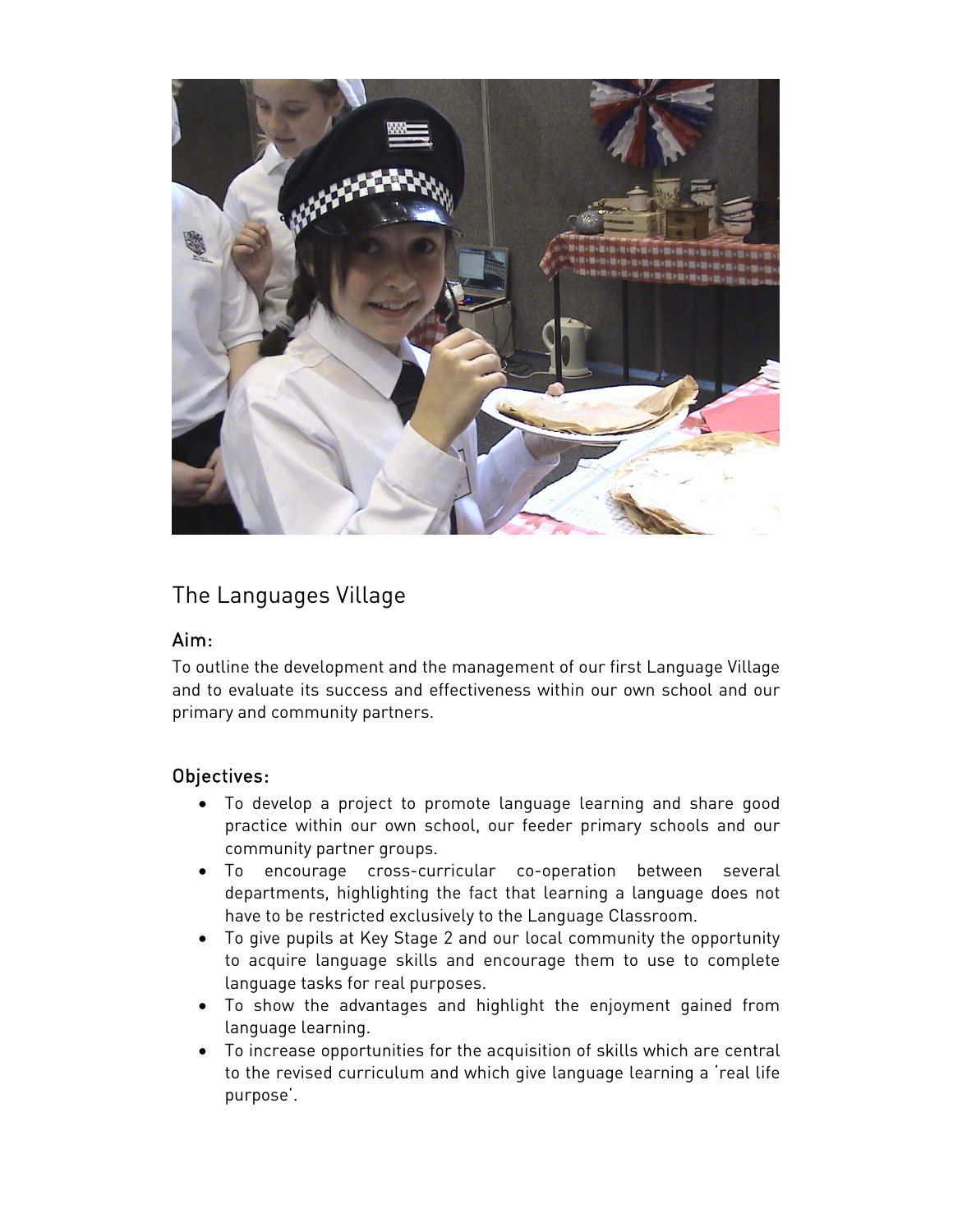## The Languages Village

### Aim:

To outline the development and the management of our first Language Village and to evaluate its success and effectiveness within our own school and our primary and community partners.

### Objectives:

- To develop a project to promote language learning and share good practice within our own school, our feeder primary schools and our community partner groups.
- To encourage cross-curricular co-operation between several departments, highlighting the fact that learning a language does not have to be restricted exclusively to the Language Classroom.
- To give pupils at Key Stage 2 and our local community the opportunity to acquire language skills and encourage them to use to complete language tasks for real purposes.
- To show the advantages and highlight the enjoyment gained from language learning.
- To increase opportunities for the acquisition of skills which are central to the revised curriculum and which give language learning a 'real life purpose'.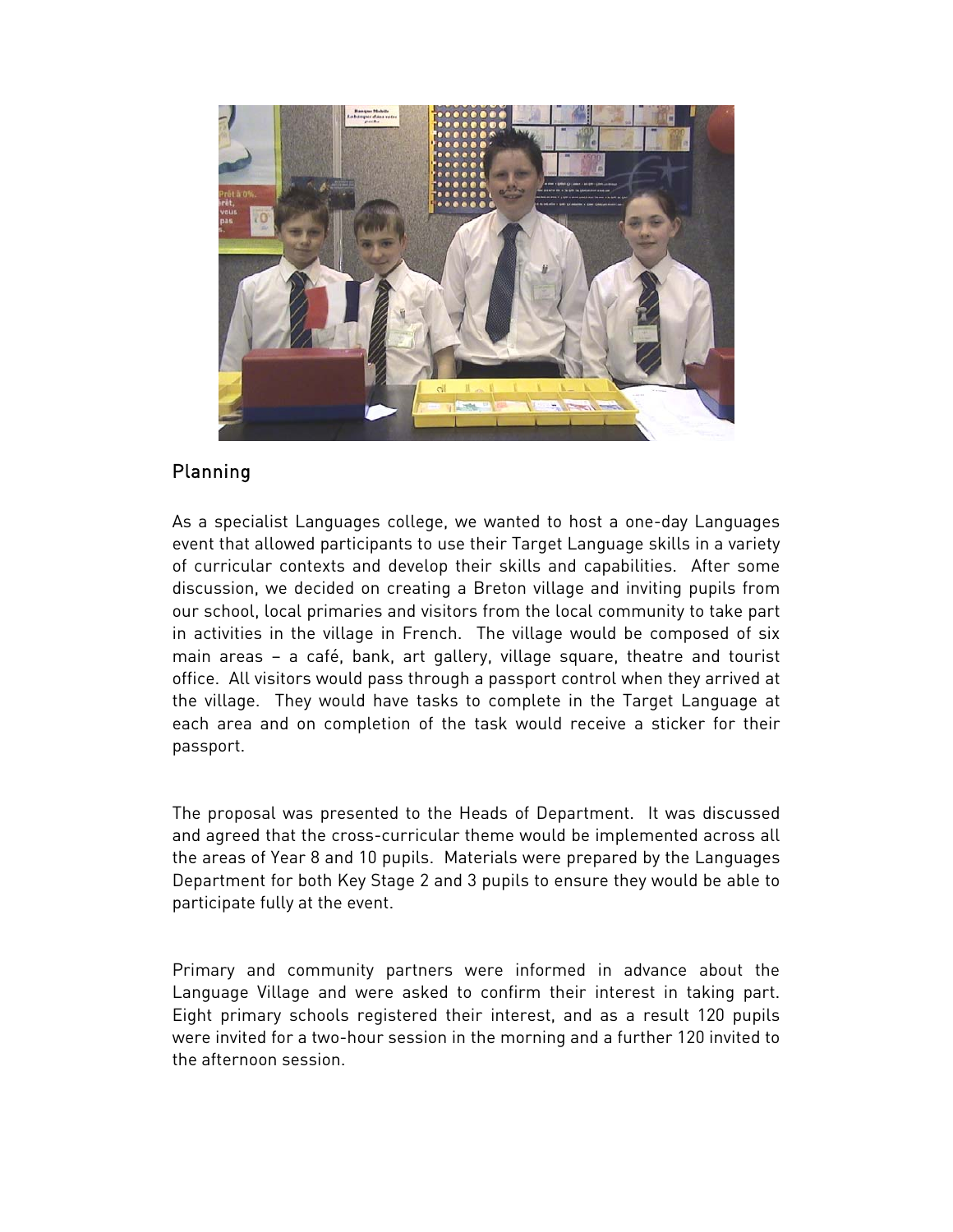## Planning

As a specialist Languages college, we wanted to host a one-day Languages event that allowed participants to use their Target Language skills in a variety of curricular contexts and develop their skills and capabilities. After some discussion, we decided on creating a Breton village and inviting pupils from our school, local primaries and visitors from the local community to take part in activities in the village in French. The village would be composed of six main areas – a café, bank, art gallery, village square, theatre and tourist office. All visitors would pass through a passport control when they arrived at the village. They would have tasks to complete in the Target Language at each area and on completion of the task would receive a sticker for their passport.

The proposal was presented to the Heads of Department. It was discussed and agreed that the cross-curricular theme would be implemented across all the areas of Year 8 and 10 pupils. Materials were prepared by the Languages Department for both Key Stage 2 and 3 pupils to ensure they would be able to participate fully at the event.

Primary and community partners were informed in advance about the Language Village and were asked to confirm their interest in taking part. Eight primary schools registered their interest, and as a result 120 pupils were invited for a two-hour session in the morning and a further 120 invited to the afternoon session.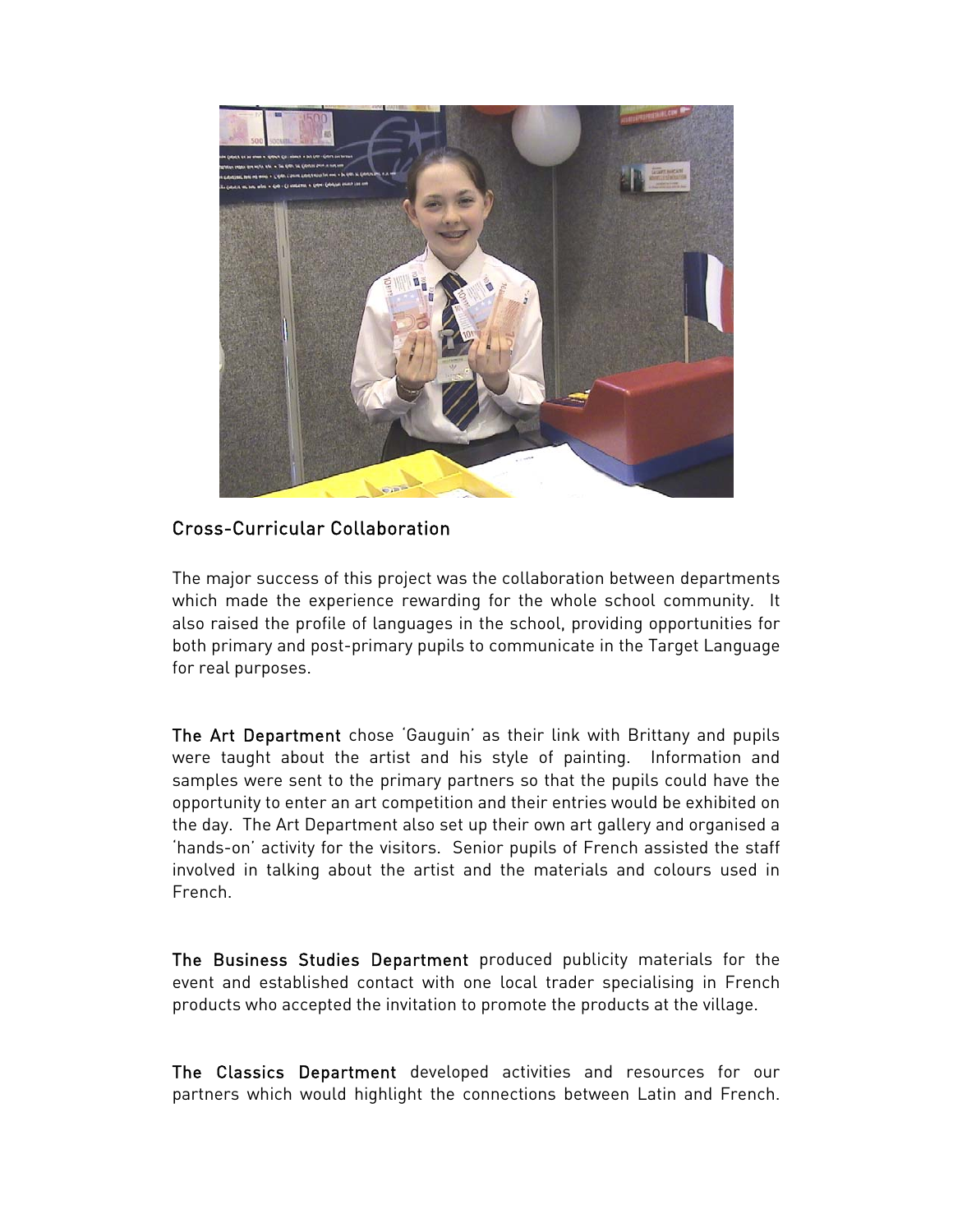## Cross-Curricular Collaboration

The major success of this project was the collaboration between departments which made the experience rewarding for the whole school community. It also raised the profile of languages in the school, providing opportunities for both primary and post-primary pupils to communicate in the Target Language for real purposes.

**The Art Department** chose 'Gauguin' as their link with Brittany and pupils were taught about the artist and his style of painting. Information and samples were sent to the primary partners so that the pupils could have the opportunity to enter an art competition and their entries would be exhibited on the day. The Art Department also set up their own art gallery and organised a 'hands-on' activity for the visitors. Senior pupils of French assisted the staff involved in talking about the artist and the materials and colours used in French.

**The Business Studies Department** produced publicity materials for the event and established contact with one local trader specialising in French products who accepted the invitation to promote the products at the village.

**The Classics Department** developed activities and resources for our partners which would highlight the connections between Latin and French.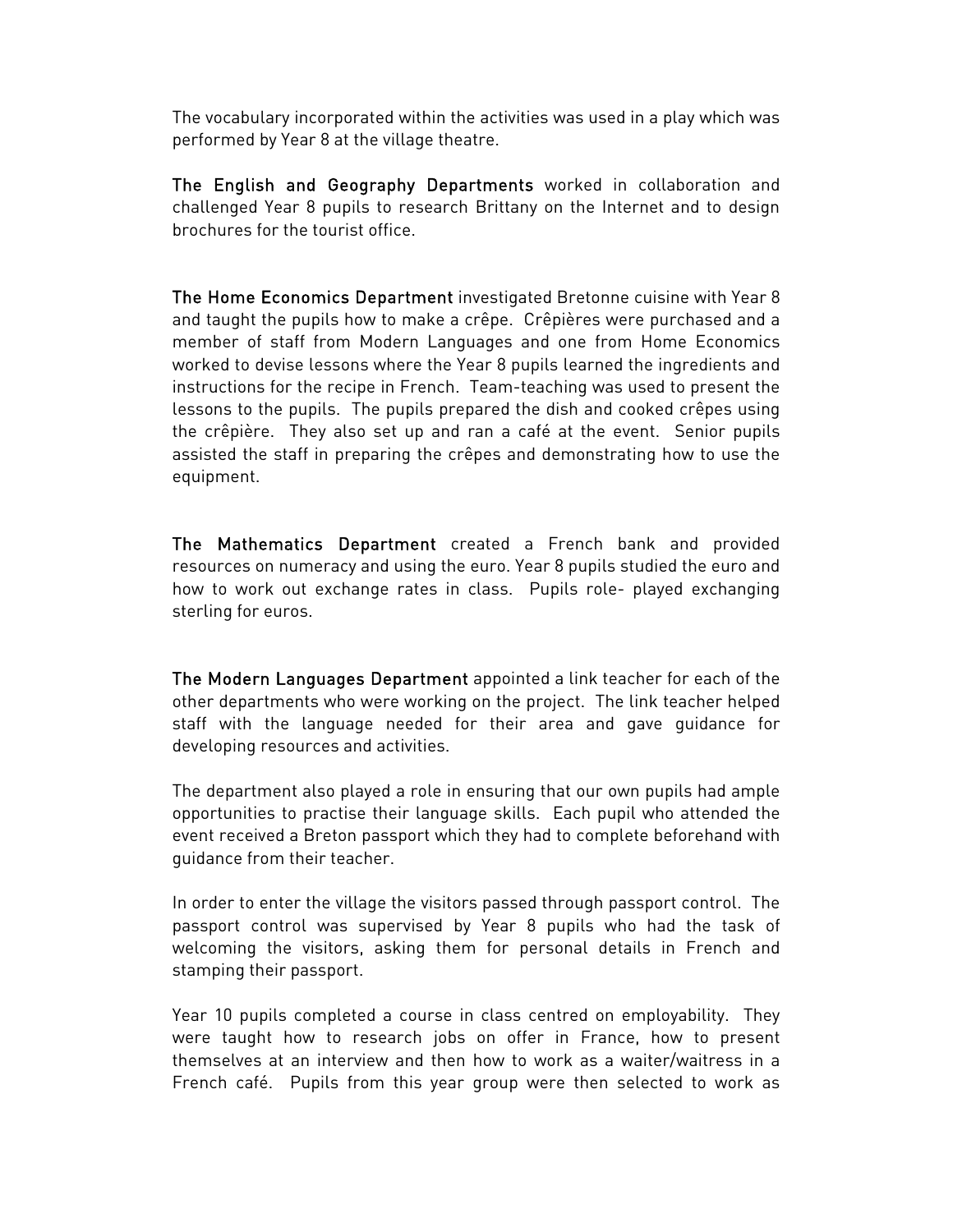The vocabulary incorporated within the activities was used in a play which was performed by Year 8 at the village theatre.

**The English and Geography Departments** worked in collaboration and challenged Year 8 pupils to research Brittany on the Internet and to design brochures for the tourist office.

**The Home Economics Department** investigated Bretonne cuisine with Year 8 and taught the pupils how to make a crêpe. Crêpières were purchased and a member of staff from Modern Languages and one from Home Economics worked to devise lessons where the Year 8 pupils learned the ingredients and instructions for the recipe in French. Team-teaching was used to present the lessons to the pupils. The pupils prepared the dish and cooked crêpes using the crêpière. They also set up and ran a café at the event. Senior pupils assisted the staff in preparing the crêpes and demonstrating how to use the equipment.

**The Mathematics Department** created a French bank and provided resources on numeracy and using the euro. Year 8 pupils studied the euro and how to work out exchange rates in class. Pupils role- played exchanging sterling for euros.

**The Modern Languages Department** appointed a link teacher for each of the other departments who were working on the project. The link teacher helped staff with the language needed for their area and gave guidance for developing resources and activities.

The department also played a role in ensuring that our own pupils had ample opportunities to practise their language skills. Each pupil who attended the event received a Breton passport which they had to complete beforehand with guidance from their teacher.

In order to enter the village the visitors passed through passport control. The passport control was supervised by Year 8 pupils who had the task of welcoming the visitors, asking them for personal details in French and stamping their passport.

Year 10 pupils completed a course in class centred on employability. They were taught how to research jobs on offer in France, how to present themselves at an interview and then how to work as a waiter/waitress in a French café. Pupils from this year group were then selected to work as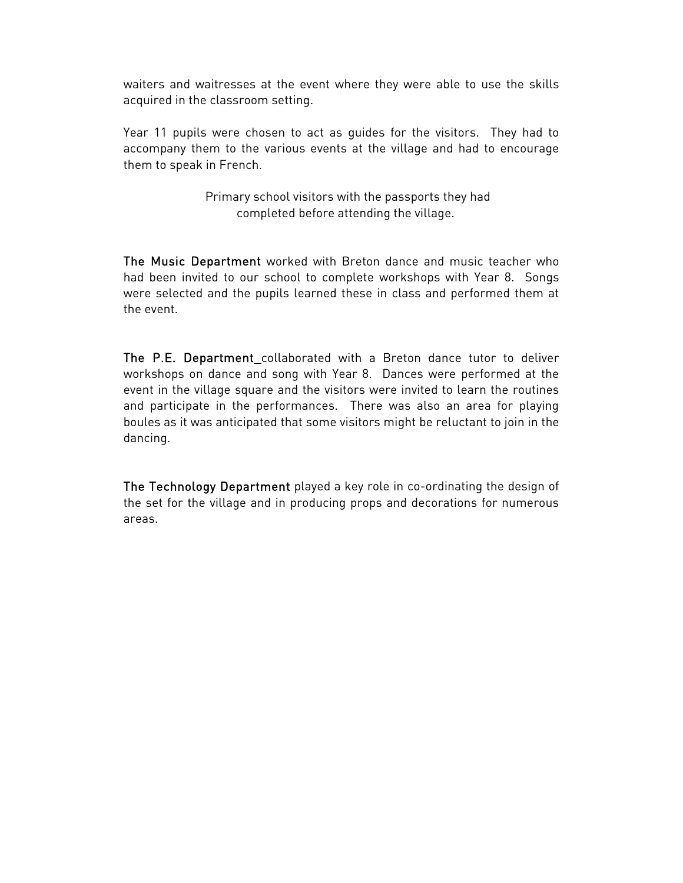waiters and waitresses at the event where they were able to use the skills acquired in the classroom setting.

Year 11 pupils were chosen to act as guides for the visitors. They had to accompany them to the various events at the village and had to encourage them to speak in French.

Primary school visitors with the passports they had completed before attending the village.

**The Music Department** worked with Breton dance and music teacher who had been invited to our school to complete workshops with Year 8. Songs were selected and the pupils learned these in class and performed them at the event.

**The P.E. Department**_collaborated with a Breton dance tutor to deliver workshops on dance and song with Year 8. Dances were performed at the event in the village square and the visitors were invited to learn the routines and participate in the performances. There was also an area for playing boules as it was anticipated that some visitors might be reluctant to join in the dancing.

**The Technology Department** played a key role in co-ordinating the design of the set for the village and in producing props and decorations for numerous areas.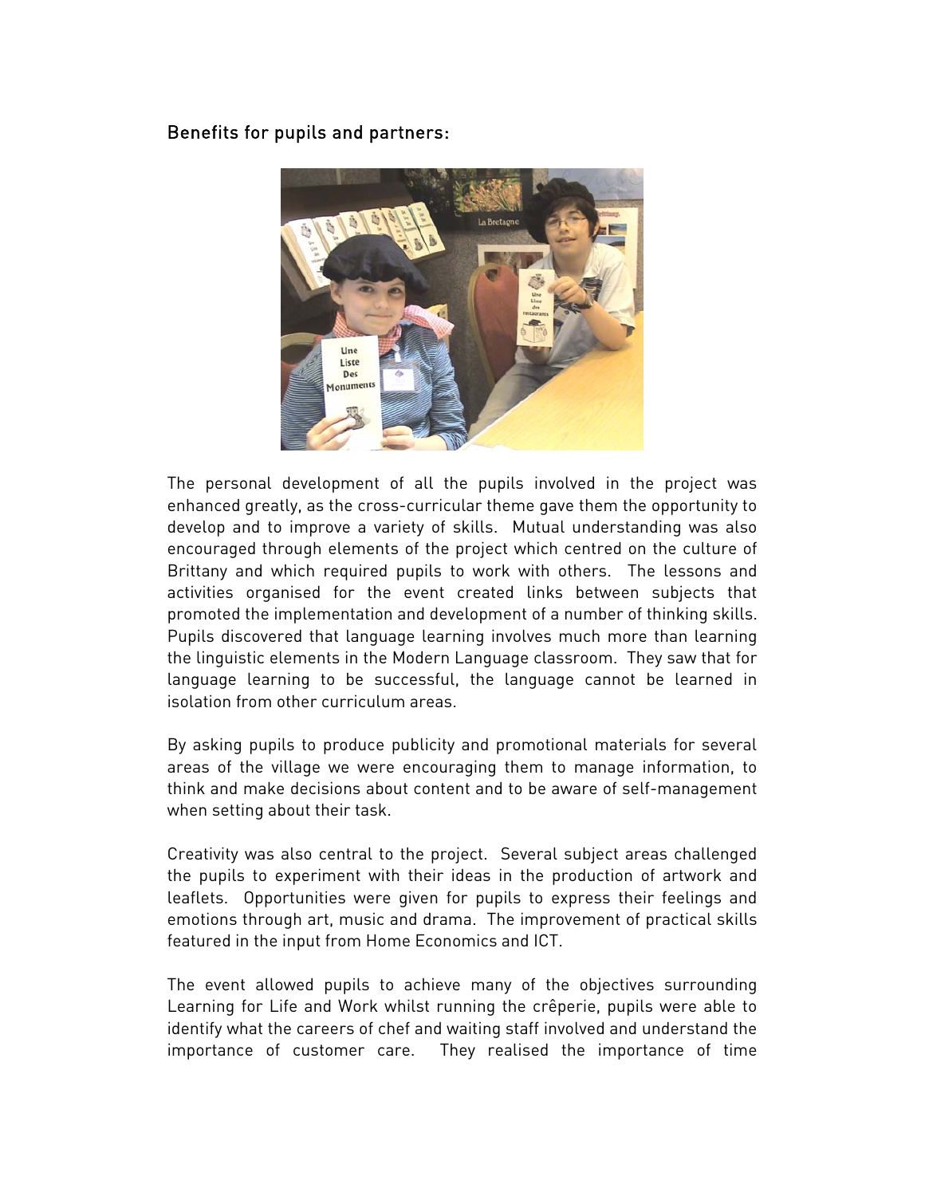Benefits for pupils and partners:

The personal development of all the pupils involved in the project was enhanced greatly, as the cross-curricular theme gave them the opportunity to develop and to improve a variety of skills. Mutual understanding was also encouraged through elements of the project which centred on the culture of Brittany and which required pupils to work with others. The lessons and activities organised for the event created links between subjects that promoted the implementation and development of a number of thinking skills. Pupils discovered that language learning involves much more than learning the linguistic elements in the Modern Language classroom. They saw that for language learning to be successful, the language cannot be learned in isolation from other curriculum areas.

By asking pupils to produce publicity and promotional materials for several areas of the village we were encouraging them to manage information, to think and make decisions about content and to be aware of self-management when setting about their task.

Creativity was also central to the project. Several subject areas challenged the pupils to experiment with their ideas in the production of artwork and leaflets. Opportunities were given for pupils to express their feelings and emotions through art, music and drama. The improvement of practical skills featured in the input from Home Economics and ICT.

The event allowed pupils to achieve many of the objectives surrounding Learning for Life and Work whilst running the crêperie, pupils were able to identify what the careers of chef and waiting staff involved and understand the importance of customer care. They realised the importance of time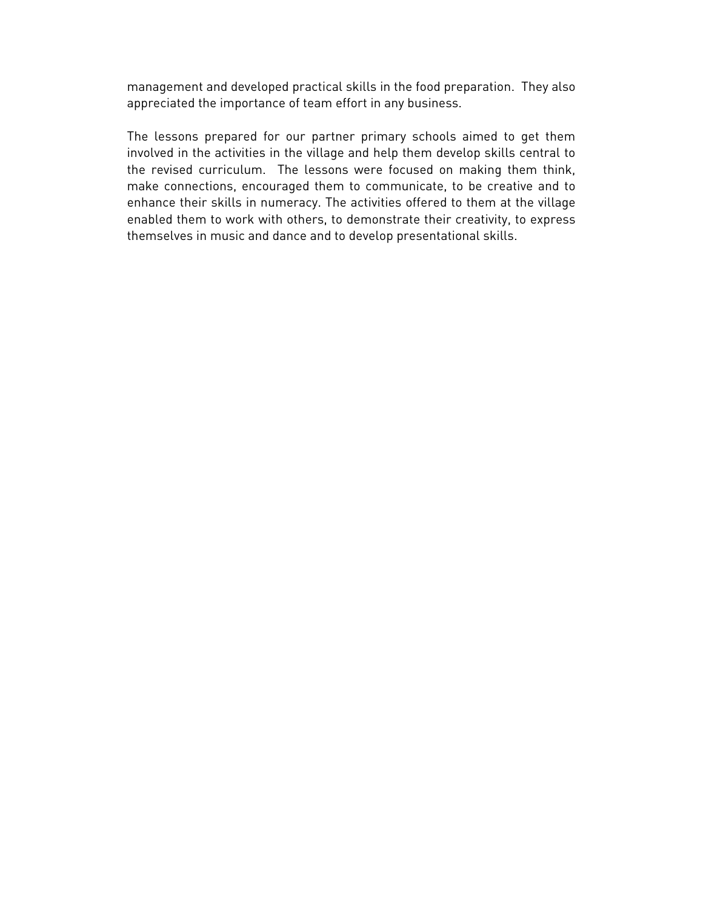management and developed practical skills in the food preparation.  They also appreciated the importance of team effort in any business.

The lessons prepared for our partner primary schools aimed to get them involved in the activities in the village and help them develop skills central to the revised curriculum.  The lessons were focused on making them think, make connections, encouraged them to communicate, to be creative and to enhance their skills in numeracy. The activities offered to them at the village enabled them to work with others, to demonstrate their creativity, to express themselves in music and dance and to develop presentational skills.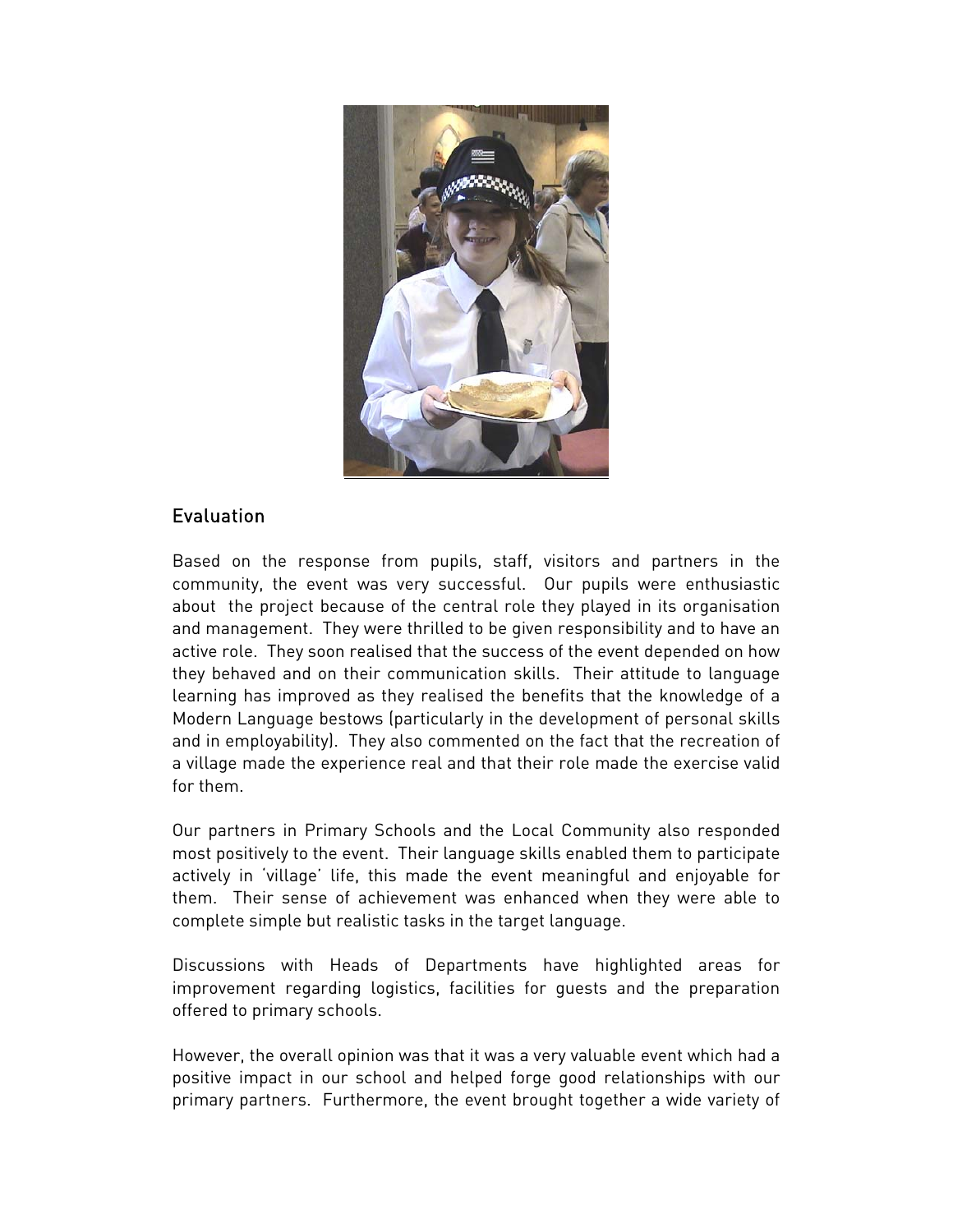## Evaluation

Based on the response from pupils, staff, visitors and partners in the community, the event was very successful. Our pupils were enthusiastic about the project because of the central role they played in its organisation and management. They were thrilled to be given responsibility and to have an active role. They soon realised that the success of the event depended on how they behaved and on their communication skills. Their attitude to language learning has improved as they realised the benefits that the knowledge of a Modern Language bestows (particularly in the development of personal skills and in employability). They also commented on the fact that the recreation of a village made the experience real and that their role made the exercise valid for them.

Our partners in Primary Schools and the Local Community also responded most positively to the event. Their language skills enabled them to participate actively in 'village' life, this made the event meaningful and enjoyable for them. Their sense of achievement was enhanced when they were able to complete simple but realistic tasks in the target language.

Discussions with Heads of Departments have highlighted areas for improvement regarding logistics, facilities for guests and the preparation offered to primary schools.

However, the overall opinion was that it was a very valuable event which had a positive impact in our school and helped forge good relationships with our primary partners. Furthermore, the event brought together a wide variety of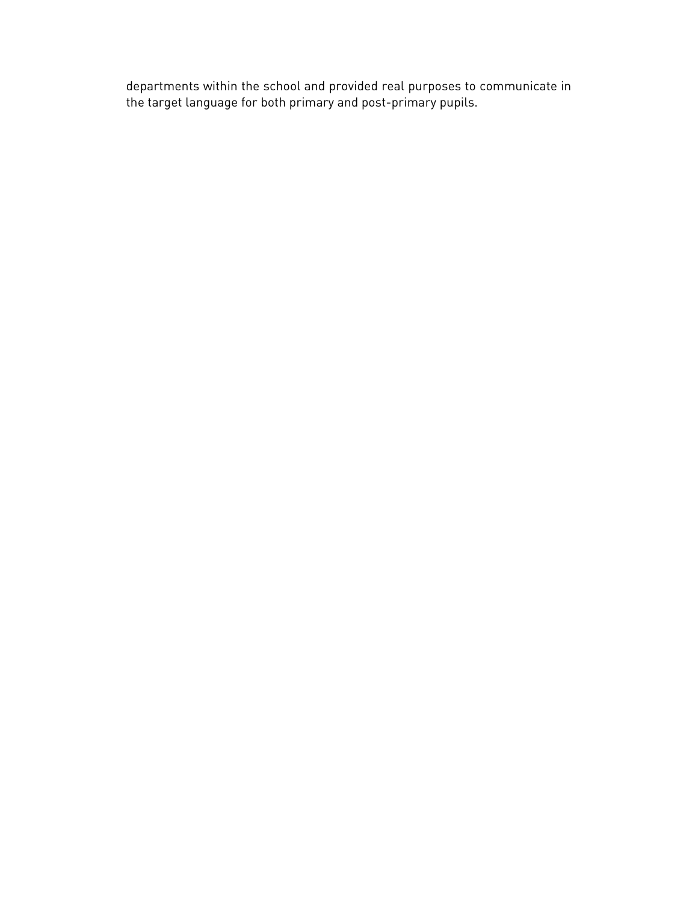departments within the school and provided real purposes to communicate in the target language for both primary and post-primary pupils.